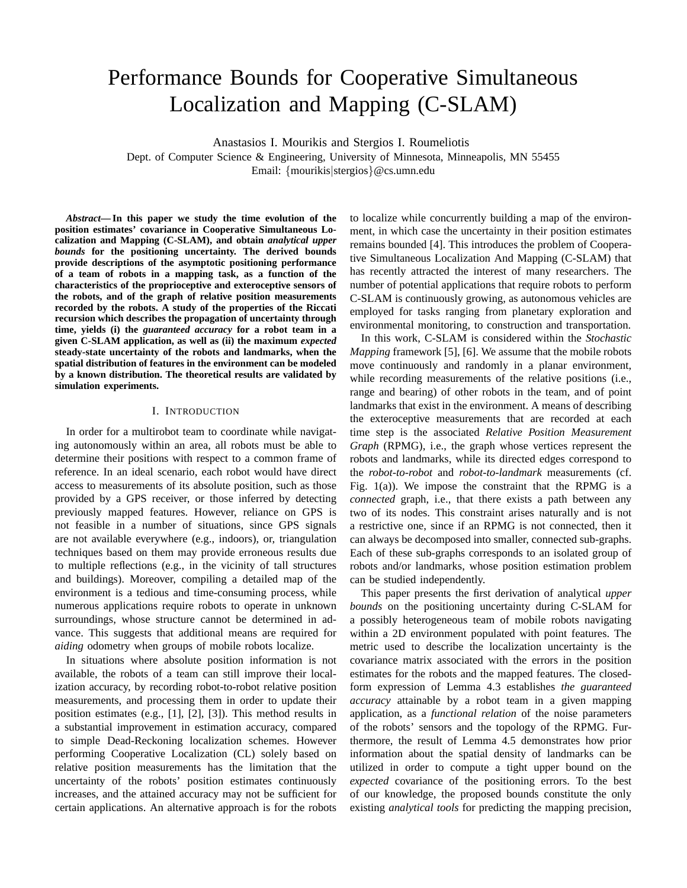# Performance Bounds for Cooperative Simultaneous Localization and Mapping (C-SLAM)

Anastasios I. Mourikis and Stergios I. Roumeliotis
Dept. of Computer Science & Engineering, University of Minnesota, Minneapolis, MN 55455
Email: {mourikis|stergios}@cs.umn.edu

***Abstract*— In this paper we study the time evolution of the position estimates' covariance in Cooperative Simultaneous Localization and Mapping (C-SLAM), and obtain *analytical upper bounds* for the positioning uncertainty. The derived bounds provide descriptions of the asymptotic positioning performance of a team of robots in a mapping task, as a function of the characteristics of the proprioceptive and exteroceptive sensors of the robots, and of the graph of relative position measurements recorded by the robots. A study of the properties of the Riccati recursion which describes the propagation of uncertainty through time, yields (i) the *guaranteed accuracy* for a robot team in a given C-SLAM application, as well as (ii) the maximum *expected* steady-state uncertainty of the robots and landmarks, when the spatial distribution of features in the environment can be modeled by a known distribution. The theoretical results are validated by simulation experiments.**

## I. Introduction

In order for a multirobot team to coordinate while navigating autonomously within an area, all robots must be able to determine their positions with respect to a common frame of reference. In an ideal scenario, each robot would have direct access to measurements of its absolute position, such as those provided by a GPS receiver, or those inferred by detecting previously mapped features. However, reliance on GPS is not feasible in a number of situations, since GPS signals are not available everywhere (e.g., indoors), or, triangulation techniques based on them may provide erroneous results due to multiple reflections (e.g., in the vicinity of tall structures and buildings). Moreover, compiling a detailed map of the environment is a tedious and time-consuming process, while numerous applications require robots to operate in unknown surroundings, whose structure cannot be determined in advance. This suggests that additional means are required for *aiding* odometry when groups of mobile robots localize.

In situations where absolute position information is not available, the robots of a team can still improve their localization accuracy, by recording robot-to-robot relative position measurements, and processing them in order to update their position estimates (e.g., [1], [2], [3]). This method results in a substantial improvement in estimation accuracy, compared to simple Dead-Reckoning localization schemes. However performing Cooperative Localization (CL) solely based on relative position measurements has the limitation that the uncertainty of the robots' position estimates continuously increases, and the attained accuracy may not be sufficient for certain applications. An alternative approach is for the robots to localize while concurrently building a map of the environment, in which case the uncertainty in their position estimates remains bounded [4]. This introduces the problem of Cooperative Simultaneous Localization And Mapping (C-SLAM) that has recently attracted the interest of many researchers. The number of potential applications that require robots to perform C-SLAM is continuously growing, as autonomous vehicles are employed for tasks ranging from planetary exploration and environmental monitoring, to construction and transportation.

In this work, C-SLAM is considered within the *Stochastic Mapping* framework [5], [6]. We assume that the mobile robots move continuously and randomly in a planar environment, while recording measurements of the relative positions (i.e., range and bearing) of other robots in the team, and of point landmarks that exist in the environment. A means of describing the exteroceptive measurements that are recorded at each time step is the associated *Relative Position Measurement Graph* (RPMG), i.e., the graph whose vertices represent the robots and landmarks, while its directed edges correspond to the *robot-to-robot* and *robot-to-landmark* measurements (cf. Fig. 1(a)). We impose the constraint that the RPMG is a *connected* graph, i.e., that there exists a path between any two of its nodes. This constraint arises naturally and is not a restrictive one, since if an RPMG is not connected, then it can always be decomposed into smaller, connected sub-graphs. Each of these sub-graphs corresponds to an isolated group of robots and/or landmarks, whose position estimation problem can be studied independently.

This paper presents the first derivation of analytical *upper bounds* on the positioning uncertainty during C-SLAM for a possibly heterogeneous team of mobile robots navigating within a 2D environment populated with point features. The metric used to describe the localization uncertainty is the covariance matrix associated with the errors in the position estimates for the robots and the mapped features. The closed-form expression of Lemma 4.3 establishes *the guaranteed accuracy* attainable by a robot team in a given mapping application, as a *functional relation* of the noise parameters of the robots' sensors and the topology of the RPMG. Furthermore, the result of Lemma 4.5 demonstrates how prior information about the spatial density of landmarks can be utilized in order to compute a tight upper bound on the *expected* covariance of the positioning errors. To the best of our knowledge, the proposed bounds constitute the only existing *analytical tools* for predicting the mapping precision,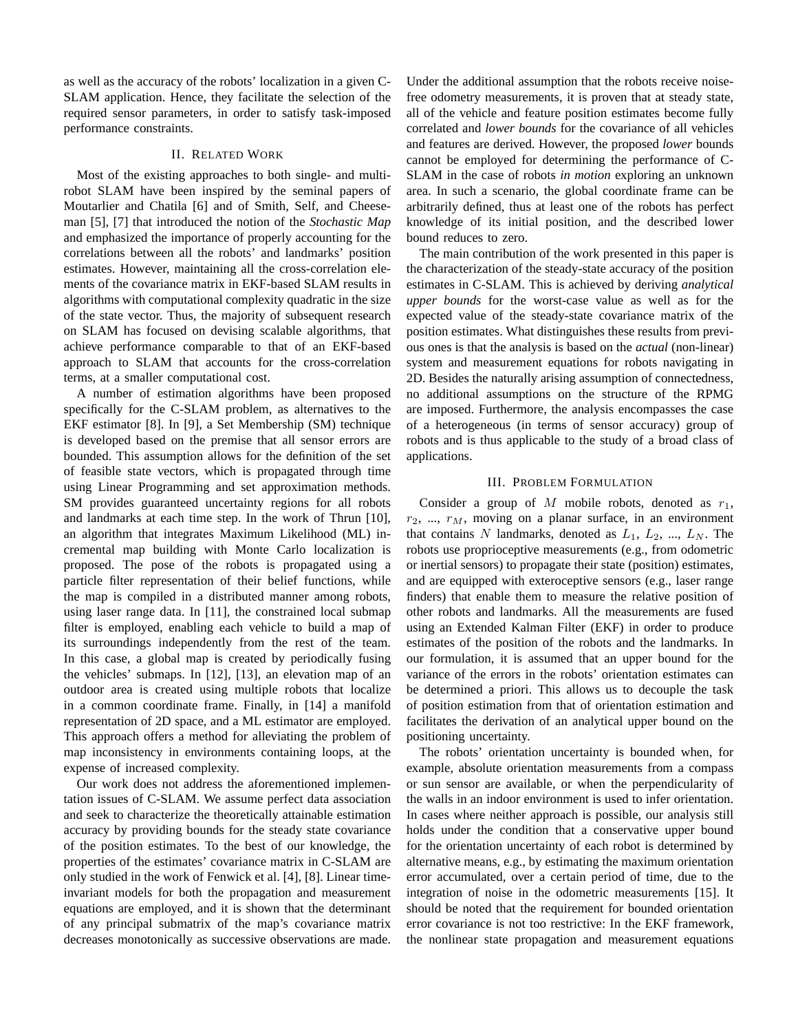as well as the accuracy of the robots' localization in a given C-SLAM application. Hence, they facilitate the selection of the required sensor parameters, in order to satisfy task-imposed performance constraints.

## II. Related Work

Most of the existing approaches to both single- and multi-robot SLAM have been inspired by the seminal papers of Moutarlier and Chatila [6] and of Smith, Self, and Cheeseman [5], [7] that introduced the notion of the *Stochastic Map* and emphasized the importance of properly accounting for the correlations between all the robots' and landmarks' position estimates. However, maintaining all the cross-correlation elements of the covariance matrix in EKF-based SLAM results in algorithms with computational complexity quadratic in the size of the state vector. Thus, the majority of subsequent research on SLAM has focused on devising scalable algorithms, that achieve performance comparable to that of an EKF-based approach to SLAM that accounts for the cross-correlation terms, at a smaller computational cost.

A number of estimation algorithms have been proposed specifically for the C-SLAM problem, as alternatives to the EKF estimator [8]. In [9], a Set Membership (SM) technique is developed based on the premise that all sensor errors are bounded. This assumption allows for the definition of the set of feasible state vectors, which is propagated through time using Linear Programming and set approximation methods. SM provides guaranteed uncertainty regions for all robots and landmarks at each time step. In the work of Thrun [10], an algorithm that integrates Maximum Likelihood (ML) incremental map building with Monte Carlo localization is proposed. The pose of the robots is propagated using a particle filter representation of their belief functions, while the map is compiled in a distributed manner among robots, using laser range data. In [11], the constrained local submap filter is employed, enabling each vehicle to build a map of its surroundings independently from the rest of the team. In this case, a global map is created by periodically fusing the vehicles' submaps. In [12], [13], an elevation map of an outdoor area is created using multiple robots that localize in a common coordinate frame. Finally, in [14] a manifold representation of 2D space, and a ML estimator are employed. This approach offers a method for alleviating the problem of map inconsistency in environments containing loops, at the expense of increased complexity.

Our work does not address the aforementioned implementation issues of C-SLAM. We assume perfect data association and seek to characterize the theoretically attainable estimation accuracy by providing bounds for the steady state covariance of the position estimates. To the best of our knowledge, the properties of the estimates' covariance matrix in C-SLAM are only studied in the work of Fenwick et al. [4], [8]. Linear time-invariant models for both the propagation and measurement equations are employed, and it is shown that the determinant of any principal submatrix of the map's covariance matrix decreases monotonically as successive observations are made. Under the additional assumption that the robots receive noise-free odometry measurements, it is proven that at steady state, all of the vehicle and feature position estimates become fully correlated and *lower bounds* for the covariance of all vehicles and features are derived. However, the proposed *lower* bounds cannot be employed for determining the performance of C-SLAM in the case of robots *in motion* exploring an unknown area. In such a scenario, the global coordinate frame can be arbitrarily defined, thus at least one of the robots has perfect knowledge of its initial position, and the described lower bound reduces to zero.

The main contribution of the work presented in this paper is the characterization of the steady-state accuracy of the position estimates in C-SLAM. This is achieved by deriving *analytical upper bounds* for the worst-case value as well as for the expected value of the steady-state covariance matrix of the position estimates. What distinguishes these results from previous ones is that the analysis is based on the *actual* (non-linear) system and measurement equations for robots navigating in 2D. Besides the naturally arising assumption of connectedness, no additional assumptions on the structure of the RPMG are imposed. Furthermore, the analysis encompasses the case of a heterogeneous (in terms of sensor accuracy) group of robots and is thus applicable to the study of a broad class of applications.

## III. Problem Formulation

Consider a group of $M$ mobile robots, denoted as $r_1$, $r_2$, ..., $r_M$, moving on a planar surface, in an environment that contains $N$ landmarks, denoted as $L_1$, $L_2$, ..., $L_N$. The robots use proprioceptive measurements (e.g., from odometric or inertial sensors) to propagate their state (position) estimates, and are equipped with exteroceptive sensors (e.g., laser range finders) that enable them to measure the relative position of other robots and landmarks. All the measurements are fused using an Extended Kalman Filter (EKF) in order to produce estimates of the position of the robots and the landmarks. In our formulation, it is assumed that an upper bound for the variance of the errors in the robots' orientation estimates can be determined a priori. This allows us to decouple the task of position estimation from that of orientation estimation and facilitates the derivation of an analytical upper bound on the positioning uncertainty.

The robots' orientation uncertainty is bounded when, for example, absolute orientation measurements from a compass or sun sensor are available, or when the perpendicularity of the walls in an indoor environment is used to infer orientation. In cases where neither approach is possible, our analysis still holds under the condition that a conservative upper bound for the orientation uncertainty of each robot is determined by alternative means, e.g., by estimating the maximum orientation error accumulated, over a certain period of time, due to the integration of noise in the odometric measurements [15]. It should be noted that the requirement for bounded orientation error covariance is not too restrictive: In the EKF framework, the nonlinear state propagation and measurement equations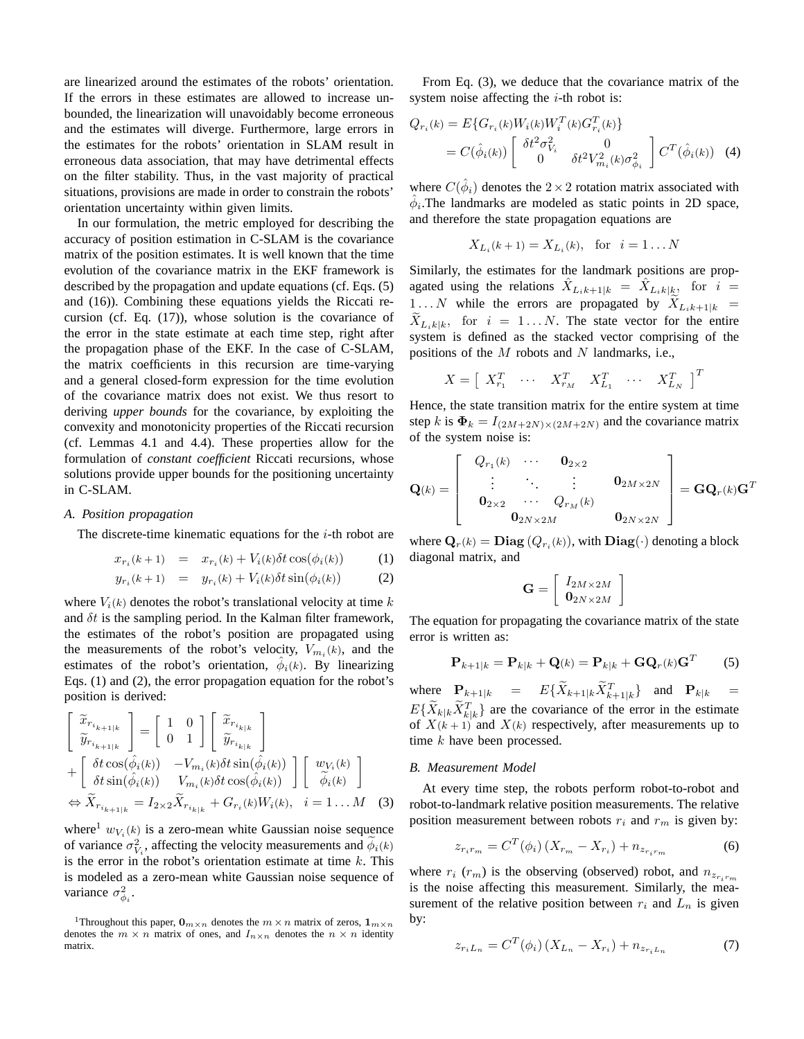are linearized around the estimates of the robots' orientation. If the errors in these estimates are allowed to increase unbounded, the linearization will unavoidably become erroneous and the estimates will diverge. Furthermore, large errors in the estimates for the robots' orientation in SLAM result in erroneous data association, that may have detrimental effects on the filter stability. Thus, in the vast majority of practical situations, provisions are made in order to constrain the robots' orientation uncertainty within given limits.

In our formulation, the metric employed for describing the accuracy of position estimation in C-SLAM is the covariance matrix of the position estimates. It is well known that the time evolution of the covariance matrix in the EKF framework is described by the propagation and update equations (cf. Eqs. (5) and (16)). Combining these equations yields the Riccati recursion (cf. Eq. (17)), whose solution is the covariance of the error in the state estimate at each time step, right after the propagation phase of the EKF. In the case of C-SLAM, the matrix coefficients in this recursion are time-varying and a general closed-form expression for the time evolution of the covariance matrix does not exist. We thus resort to deriving *upper bounds* for the covariance, by exploiting the convexity and monotonicity properties of the Riccati recursion (cf. Lemmas 4.1 and 4.4). These properties allow for the formulation of *constant coefficient* Riccati recursions, whose solutions provide upper bounds for the positioning uncertainty in C-SLAM.

### A. Position propagation

The discrete-time kinematic equations for the $i$-th robot are

$$x_{r_i}(k+1) = x_{r_i}(k) + V_i(k)\delta t \cos(\phi_i(k)) \quad (1)$$

$$y_{r_i}(k+1) = y_{r_i}(k) + V_i(k)\delta t \sin(\phi_i(k)) \quad (2)$$

where $V_i(k)$ denotes the robot's translational velocity at time $k$ and $\delta t$ is the sampling period. In the Kalman filter framework, the estimates of the robot's position are propagated using the measurements of the robot's velocity, $V_{m_i}(k)$, and the estimates of the robot's orientation, $\hat{\phi}_i(k)$. By linearizing Eqs. (1) and (2), the error propagation equation for the robot's position is derived:

$$\begin{bmatrix} \widetilde{x}_{r_{i_{k+1|k}}} \\ \widetilde{y}_{r_{i_{k+1|k}}} \end{bmatrix} = \begin{bmatrix} 1 & 0 \\ 0 & 1 \end{bmatrix} \begin{bmatrix} \widetilde{x}_{r_{i_{k|k}}} \\ \widetilde{y}_{r_{i_{k|k}}} \end{bmatrix}$$

$$+ \begin{bmatrix} \delta t \cos(\hat{\phi}_i(k)) & -V_{m_i}(k)\delta t \sin(\hat{\phi}_i(k)) \\ \delta t \sin(\hat{\phi}_i(k)) & V_{m_i}(k)\delta t \cos(\hat{\phi}_i(k)) \end{bmatrix} \begin{bmatrix} w_{V_i}(k) \\ \widetilde{\phi}_i(k) \end{bmatrix}$$

$$\Leftrightarrow \widetilde{X}_{r_{i_{k+1|k}}} = I_{2\times 2}\widetilde{X}_{r_{i_{k|k}}} + G_{r_i}(k)W_i(k), \quad i = 1 \dots M \quad (3)$$

where[1] $w_{V_i}(k)$ is a zero-mean white Gaussian noise sequence of variance $\sigma^2_{V_i}$, affecting the velocity measurements and $\widetilde{\phi}_i(k)$ is the error in the robot's orientation estimate at time $k$. This is modeled as a zero-mean white Gaussian noise sequence of variance $\sigma^2_{\phi_i}$.

[1]Throughout this paper, $\mathbf{0}_{m\times n}$ denotes the $m \times n$ matrix of zeros, $\mathbf{1}_{m\times n}$ denotes the $m \times n$ matrix of ones, and $I_{n\times n}$ denotes the $n \times n$ identity matrix.

From Eq. (3), we deduce that the covariance matrix of the system noise affecting the $i$-th robot is:

$$Q_{r_i}(k) = E\{G_{r_i}(k)W_i(k)W_i^T(k)G^T_{r_i}(k)\}$$
$$= C(\hat{\phi}_i(k)) \begin{bmatrix} \delta t^2 \sigma^2_{V_i} & 0 \\ 0 & \delta t^2 V^2_{m_i}(k)\sigma^2_{\phi_i} \end{bmatrix} C^T(\hat{\phi}_i(k)) \quad (4)$$

where $C(\hat{\phi}_i)$ denotes the $2 \times 2$ rotation matrix associated with $\hat{\phi}_i$.The landmarks are modeled as static points in 2D space, and therefore the state propagation equations are

$$X_{L_i}(k+1) = X_{L_i}(k), \quad \text{for} \quad i = 1 \dots N$$

Similarly, the estimates for the landmark positions are propagated using the relations $\hat{X}_{L_i k+1|k} = \hat{X}_{L_i k|k}$, for $i = 1 \dots N$ while the errors are propagated by $\widetilde{X}_{L_i k+1|k} = \widetilde{X}_{L_i k|k}$, for $i = 1 \dots N$. The state vector for the entire system is defined as the stacked vector comprising of the positions of the $M$ robots and $N$ landmarks, i.e.,

$$X = \begin{bmatrix} X^T_{r_1} & \cdots & X^T_{r_M} & X^T_{L_1} & \cdots & X^T_{L_N} \end{bmatrix}^T$$

Hence, the state transition matrix for the entire system at time step $k$ is $\mathbf{\Phi}_k = I_{(2M+2N)\times(2M+2N)}$ and the covariance matrix of the system noise is:

$$\mathbf{Q}(k) = \begin{bmatrix} \begin{matrix} Q_{r_1}(k) & \cdots & \mathbf{0}_{2\times 2} \\ \vdots & \ddots & \vdots \\ \mathbf{0}_{2\times 2} & \cdots & Q_{r_M}(k) \end{matrix} & \mathbf{0}_{2M\times 2N} \\ \mathbf{0}_{2N\times 2M} & \mathbf{0}_{2N\times 2N} \end{bmatrix} = \mathbf{G}\mathbf{Q}_r(k)\mathbf{G}^T$$

where $\mathbf{Q}_r(k) = \mathbf{Diag}\left(Q_{r_i}(k)\right)$, with $\mathbf{Diag}(\cdot)$ denoting a block diagonal matrix, and

$$\mathbf{G} = \begin{bmatrix} I_{2M\times 2M} \\ \mathbf{0}_{2N\times 2M} \end{bmatrix}$$

The equation for propagating the covariance matrix of the state error is written as:

$$\mathbf{P}_{k+1|k} = \mathbf{P}_{k|k} + \mathbf{Q}(k) = \mathbf{P}_{k|k} + \mathbf{G}\mathbf{Q}_r(k)\mathbf{G}^T \quad (5)$$

where $\mathbf{P}_{k+1|k} = E\{\widetilde{X}_{k+1|k}\widetilde{X}^T_{k+1|k}\}$ and $\mathbf{P}_{k|k} = E\{\widetilde{X}_{k|k}\widetilde{X}^T_{k|k}\}$ are the covariance of the error in the estimate of $X(k+1)$ and $X(k)$ respectively, after measurements up to time $k$ have been processed.

### B. Measurement Model

At every time step, the robots perform robot-to-robot and robot-to-landmark relative position measurements. The relative position measurement between robots $r_i$ and $r_m$ is given by:

$$z_{r_i r_m} = C^T(\phi_i)\left(X_{r_m} - X_{r_i}\right) + n_{z_{r_i r_m}} \quad (6)$$

where $r_i$ ($r_m$) is the observing (observed) robot, and $n_{z_{r_i r_m}}$ is the noise affecting this measurement. Similarly, the measurement of the relative position between $r_i$ and $L_n$ is given by:

$$z_{r_i L_n} = C^T(\phi_i)\left(X_{L_n} - X_{r_i}\right) + n_{z_{r_i L_n}} \quad (7)$$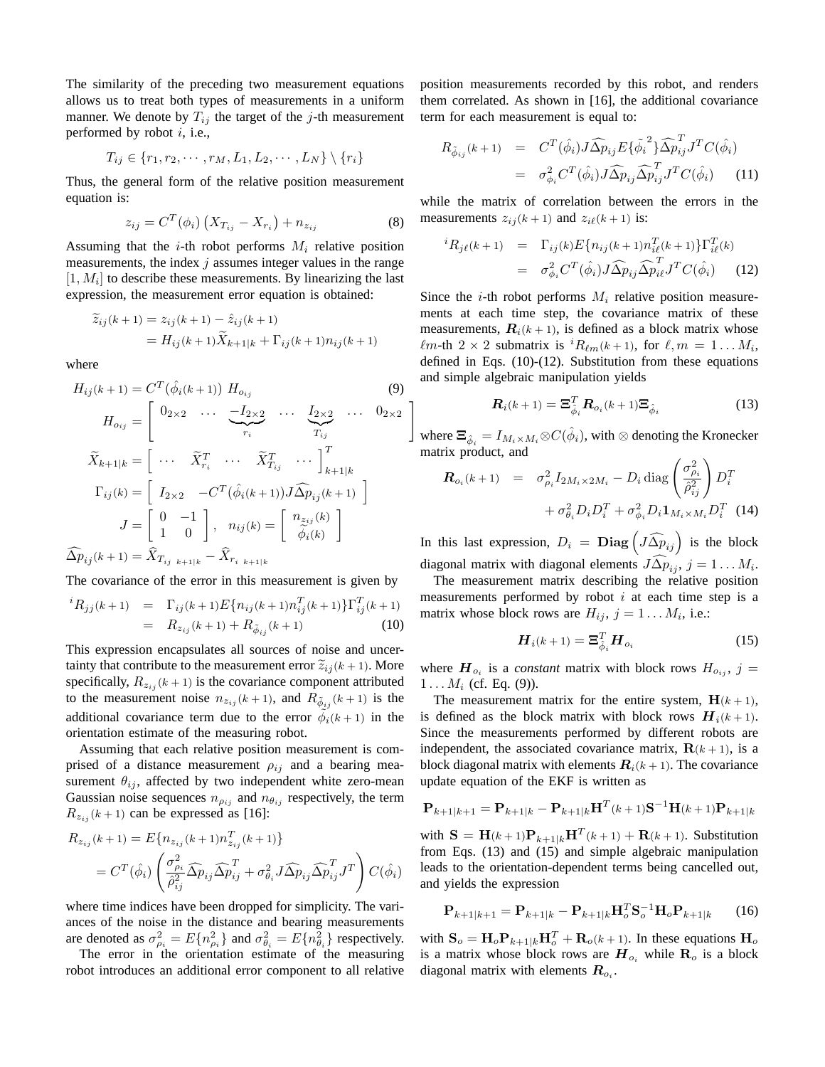The similarity of the preceding two measurement equations allows us to treat both types of measurements in a uniform manner. We denote by $T_{ij}$ the target of the $j$-th measurement performed by robot $i$, i.e.,

$$T_{ij} \in \{r_1, r_2, \cdots, r_M, L_1, L_2, \cdots, L_N\} \setminus \{r_i\}$$

Thus, the general form of the relative position measurement equation is:

$$z_{ij} = C^T(\phi_i)\left(X_{T_{ij}} - X_{r_i}\right) + n_{z_{ij}} \tag{8}$$

Assuming that the $i$-th robot performs $M_i$ relative position measurements, the index $j$ assumes integer values in the range $[1, M_i]$ to describe these measurements. By linearizing the last expression, the measurement error equation is obtained:

$$\begin{aligned}\widetilde{z}_{ij}(k+1) &= z_{ij}(k+1) - \hat{z}_{ij}(k+1) \\ &= H_{ij}(k+1)\widetilde{X}_{k+1|k} + \Gamma_{ij}(k+1)n_{ij}(k+1)\end{aligned}$$

where

$$H_{ij}(k+1) = C^T(\hat{\phi}_i(k+1))\ H_{o_{ij}} \tag{9}$$

$$H_{o_{ij}} = \left[\begin{array}{ccccccc} 0_{2\times 2} & \cdots & \underbrace{-I_{2\times 2}}_{r_i} & \cdots & \underbrace{I_{2\times 2}}_{T_{ij}} & \cdots & 0_{2\times 2}\end{array}\right]$$

$$\widetilde{X}_{k+1|k} = \left[\begin{array}{ccccc} \cdots & \widetilde{X}_{r_i}^T & \cdots & \widetilde{X}_{T_{ij}}^T & \cdots \end{array}\right]^T_{k+1|k}$$

$$\Gamma_{ij}(k) = \left[\begin{array}{cc} I_{2\times 2} & -C^T(\hat{\phi}_i(k+1))J\widehat{\Delta p}_{ij}(k+1)\end{array}\right]$$

$$J = \left[\begin{array}{cc} 0 & -1 \\ 1 & 0 \end{array}\right], \quad n_{ij}(k) = \left[\begin{array}{c} n_{z_{ij}}(k) \\ \widetilde{\phi}_i(k)\end{array}\right]$$

$$\widehat{\Delta p}_{ij}(k+1) = \widehat{X}_{T_{ij}\ k+1|k} - \widehat{X}_{r_i\ k+1|k}$$

The covariance of the error in this measurement is given by

$$\begin{aligned}{}^{i}R_{jj}(k+1) &= \Gamma_{ij}(k+1)E\{n_{ij}(k+1)n_{ij}^T(k+1)\}\Gamma_{ij}^T(k+1) \\ &= R_{z_{ij}}(k+1) + R_{\tilde{\phi}_{ij}}(k+1)\end{aligned} \tag{10}$$

This expression encapsulates all sources of noise and uncertainty that contribute to the measurement error $\widetilde{z}_{ij}(k+1)$. More specifically, $R_{z_{ij}}(k+1)$ is the covariance component attributed to the measurement noise $n_{z_{ij}}(k+1)$, and $R_{\tilde{\phi}_{ij}}(k+1)$ is the additional covariance term due to the error $\tilde{\phi}_i(k+1)$ in the orientation estimate of the measuring robot.

Assuming that each relative position measurement is comprised of a distance measurement $\rho_{ij}$ and a bearing measurement $\theta_{ij}$, affected by two independent white zero-mean Gaussian noise sequences $n_{\rho_{ij}}$ and $n_{\theta_{ij}}$ respectively, the term $R_{z_{ij}}(k+1)$ can be expressed as [16]:

$$\begin{aligned}R_{z_{ij}}(k+1) &= E\{n_{z_{ij}}(k+1)n_{z_{ij}}^T(k+1)\} \\ &= C^T(\hat{\phi}_i)\left(\frac{\sigma_{\rho_i}^2}{\hat{\rho}_{ij}^2}\widehat{\Delta p}_{ij}\widehat{\Delta p}_{ij}^T + \sigma_{\theta_i}^2 J\widehat{\Delta p}_{ij}\widehat{\Delta p}_{ij}^T J^T\right)C(\hat{\phi}_i)\end{aligned}$$

where time indices have been dropped for simplicity. The variances of the noise in the distance and bearing measurements are denoted as $\sigma_{\rho_i}^2 = E\{n_{\rho_i}^2\}$ and $\sigma_{\theta_i}^2 = E\{n_{\theta_i}^2\}$ respectively.

The error in the orientation estimate of the measuring robot introduces an additional error component to all relative position measurements recorded by this robot, and renders them correlated. As shown in [16], the additional covariance term for each measurement is equal to:

$$\begin{aligned}R_{\tilde{\phi}_{ij}}(k+1) &= C^T(\hat{\phi}_i)J\widehat{\Delta p}_{ij}E\{\tilde{\phi}_i^{\,2}\}\widehat{\Delta p}_{ij}^T J^T C(\hat{\phi}_i) \\ &= \sigma_{\phi_i}^2 C^T(\hat{\phi}_i)J\widehat{\Delta p}_{ij}\widehat{\Delta p}_{ij}^T J^T C(\hat{\phi}_i)\end{aligned} \tag{11}$$

while the matrix of correlation between the errors in the measurements $z_{ij}(k+1)$ and $z_{i\ell}(k+1)$ is:

$$\begin{aligned}{}^{i}R_{j\ell}(k+1) &= \Gamma_{ij}(k)E\{n_{ij}(k+1)n_{i\ell}^T(k+1)\}\Gamma_{i\ell}^T(k) \\ &= \sigma_{\phi_i}^2 C^T(\hat{\phi}_i)J\widehat{\Delta p}_{ij}\widehat{\Delta p}_{i\ell}^T J^T C(\hat{\phi}_i)\end{aligned} \tag{12}$$

Since the $i$-th robot performs $M_i$ relative position measurements at each time step, the covariance matrix of these measurements, $\boldsymbol{R}_i(k+1)$, is defined as a block matrix whose $\ell m$-th $2\times 2$ submatrix is ${}^{i}R_{\ell m}(k+1)$, for $\ell, m = 1\ldots M_i$, defined in Eqs. (10)-(12). Substitution from these equations and simple algebraic manipulation yields

$$\boldsymbol{R}_i(k+1) = \boldsymbol{\Xi}_{\hat{\phi}_i}^T \boldsymbol{R}_{o_i}(k+1)\boldsymbol{\Xi}_{\hat{\phi}_i} \tag{13}$$

where $\boldsymbol{\Xi}_{\hat{\phi}_i} = I_{M_i\times M_i}\otimes C(\hat{\phi}_i)$, with $\otimes$ denoting the Kronecker matrix product, and

$$\begin{aligned}\boldsymbol{R}_{o_i}(k+1) &= \sigma_{\rho_i}^2 I_{2M_i\times 2M_i} - D_i\,\mathrm{diag}\left(\frac{\sigma_{\rho_i}^2}{\hat{\rho}_{ij}^2}\right)D_i^T \\ &\quad + \sigma_{\theta_i}^2 D_i D_i^T + \sigma_{\phi_i}^2 D_i \mathbf{1}_{M_i\times M_i} D_i^T\end{aligned} \tag{14}$$

In this last expression, $D_i = \mathbf{Diag}\left(J\widehat{\Delta p}_{ij}\right)$ is the block diagonal matrix with diagonal elements $J\widehat{\Delta p}_{ij}$, $j = 1\ldots M_i$.

The measurement matrix describing the relative position measurements performed by robot $i$ at each time step is a matrix whose block rows are $H_{ij}$, $j = 1\ldots M_i$, i.e.:

$$\boldsymbol{H}_i(k+1) = \boldsymbol{\Xi}_{\hat{\phi}_i}^T \boldsymbol{H}_{o_i} \tag{15}$$

where $\boldsymbol{H}_{o_i}$ is a *constant* matrix with block rows $H_{o_{ij}}$, $j = 1\ldots M_i$ (cf. Eq. (9)).

The measurement matrix for the entire system, $\mathbf{H}(k+1)$, is defined as the block matrix with block rows $\boldsymbol{H}_i(k+1)$. Since the measurements performed by different robots are independent, the associated covariance matrix, $\mathbf{R}(k+1)$, is a block diagonal matrix with elements $\boldsymbol{R}_i(k+1)$. The covariance update equation of the EKF is written as

$$\mathbf{P}_{k+1|k+1} = \mathbf{P}_{k+1|k} - \mathbf{P}_{k+1|k}\mathbf{H}^T(k+1)\mathbf{S}^{-1}\mathbf{H}(k+1)\mathbf{P}_{k+1|k}$$

with $\mathbf{S} = \mathbf{H}(k+1)\mathbf{P}_{k+1|k}\mathbf{H}^T(k+1) + \mathbf{R}(k+1)$. Substitution from Eqs. (13) and (15) and simple algebraic manipulation leads to the orientation-dependent terms being cancelled out, and yields the expression

$$\mathbf{P}_{k+1|k+1} = \mathbf{P}_{k+1|k} - \mathbf{P}_{k+1|k}\mathbf{H}_o^T\mathbf{S}_o^{-1}\mathbf{H}_o\mathbf{P}_{k+1|k} \tag{16}$$

with $\mathbf{S}_o = \mathbf{H}_o\mathbf{P}_{k+1|k}\mathbf{H}_o^T + \mathbf{R}_o(k+1)$. In these equations $\mathbf{H}_o$ is a matrix whose block rows are $\boldsymbol{H}_{o_i}$ while $\mathbf{R}_o$ is a block diagonal matrix with elements $\boldsymbol{R}_{o_i}$.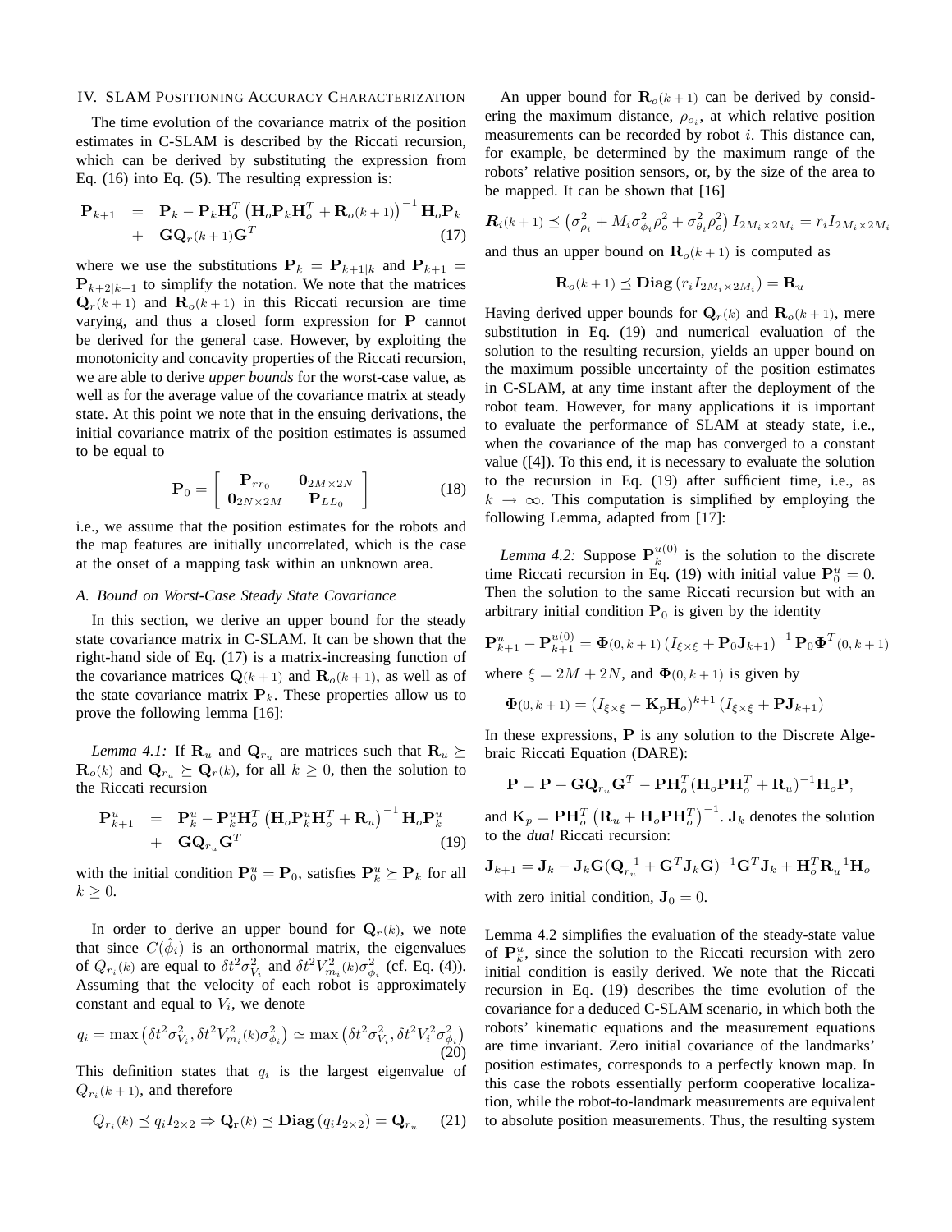## IV. SLAM Positioning Accuracy Characterization

The time evolution of the covariance matrix of the position estimates in C-SLAM is described by the Riccati recursion, which can be derived by substituting the expression from Eq. (16) into Eq. (5). The resulting expression is:

$$
\begin{aligned}
\mathbf{P}_{k+1} &= \mathbf{P}_k - \mathbf{P}_k \mathbf{H}_o^T \left( \mathbf{H}_o \mathbf{P}_k \mathbf{H}_o^T + \mathbf{R}_o(k+1) \right)^{-1} \mathbf{H}_o \mathbf{P}_k \\
&+ \mathbf{G}\mathbf{Q}_r(k+1)\mathbf{G}^T
\end{aligned} \tag{17}
$$

where we use the substitutions $\mathbf{P}_k = \mathbf{P}_{k+1|k}$ and $\mathbf{P}_{k+1} = \mathbf{P}_{k+2|k+1}$ to simplify the notation. We note that the matrices $\mathbf{Q}_r(k+1)$ and $\mathbf{R}_o(k+1)$ in this Riccati recursion are time varying, and thus a closed form expression for $\mathbf{P}$ cannot be derived for the general case. However, by exploiting the monotonicity and concavity properties of the Riccati recursion, we are able to derive *upper bounds* for the worst-case value, as well as for the average value of the covariance matrix at steady state. At this point we note that in the ensuing derivations, the initial covariance matrix of the position estimates is assumed to be equal to

$$
\mathbf{P}_0 = \begin{bmatrix} \mathbf{P}_{rr_0} & \mathbf{0}_{2M \times 2N} \\ \mathbf{0}_{2N \times 2M} & \mathbf{P}_{LL_0} \end{bmatrix} \tag{18}
$$

i.e., we assume that the position estimates for the robots and the map features are initially uncorrelated, which is the case at the onset of a mapping task within an unknown area.

### A. Bound on Worst-Case Steady State Covariance

In this section, we derive an upper bound for the steady state covariance matrix in C-SLAM. It can be shown that the right-hand side of Eq. (17) is a matrix-increasing function of the covariance matrices $\mathbf{Q}(k+1)$ and $\mathbf{R}_o(k+1)$, as well as of the state covariance matrix $\mathbf{P}_k$. These properties allow us to prove the following lemma [16]:

*Lemma 4.1:* If $\mathbf{R}_u$ and $\mathbf{Q}_{r_u}$ are matrices such that $\mathbf{R}_u \succeq \mathbf{R}_o(k)$ and $\mathbf{Q}_{r_u} \succeq \mathbf{Q}_r(k)$, for all $k \geq 0$, then the solution to the Riccati recursion

$$
\begin{aligned}
\mathbf{P}^u_{k+1} &= \mathbf{P}^u_k - \mathbf{P}^u_k \mathbf{H}_o^T \left( \mathbf{H}_o \mathbf{P}^u_k \mathbf{H}_o^T + \mathbf{R}_u \right)^{-1} \mathbf{H}_o \mathbf{P}^u_k \\
&+ \mathbf{G}\mathbf{Q}_{r_u}\mathbf{G}^T
\end{aligned} \tag{19}
$$

with the initial condition $\mathbf{P}^u_0 = \mathbf{P}_0$, satisfies $\mathbf{P}^u_k \succeq \mathbf{P}_k$ for all $k \geq 0$.

In order to derive an upper bound for $\mathbf{Q}_r(k)$, we note that since $C(\hat{\phi}_i)$ is an orthonormal matrix, the eigenvalues of $Q_{r_i}(k)$ are equal to $\delta t^2 \sigma_{V_i}^2$ and $\delta t^2 V_{m_i}^2(k)\sigma_{\phi_i}^2$ (cf. Eq. (4)). Assuming that the velocity of each robot is approximately constant and equal to $V_i$, we denote

$$
q_i = \max\left(\delta t^2 \sigma_{V_i}^2, \delta t^2 V_{m_i}^2(k)\sigma_{\phi_i}^2\right) \simeq \max\left(\delta t^2 \sigma_{V_i}^2, \delta t^2 V_i^2 \sigma_{\phi_i}^2\right) \tag{20}
$$

This definition states that $q_i$ is the largest eigenvalue of $Q_{r_i}(k+1)$, and therefore

$$
Q_{r_i}(k) \preceq q_i I_{2\times 2} \Rightarrow \mathbf{Q_r}(k) \preceq \mathbf{Diag}\left(q_i I_{2\times 2}\right) = \mathbf{Q}_{r_u} \tag{21}
$$

An upper bound for $\mathbf{R}_o(k+1)$ can be derived by considering the maximum distance, $\rho_{o_i}$, at which relative position measurements can be recorded by robot $i$. This distance can, for example, be determined by the maximum range of the robots' relative position sensors, or, by the size of the area to be mapped. It can be shown that [16]

$$
\boldsymbol{R}_i(k+1) \preceq \left(\sigma_{\rho_i}^2 + M_i \sigma_{\phi_i}^2 \rho_o^2 + \sigma_{\theta_i}^2 \rho_o^2\right) I_{2M_i \times 2M_i} = r_i I_{2M_i \times 2M_i}
$$

and thus an upper bound on $\mathbf{R}_o(k+1)$ is computed as

$$
\mathbf{R}_o(k+1) \preceq \mathbf{Diag}\left(r_i I_{2M_i \times 2M_i}\right) = \mathbf{R}_u
$$

Having derived upper bounds for $\mathbf{Q}_r(k)$ and $\mathbf{R}_o(k+1)$, mere substitution in Eq. (19) and numerical evaluation of the solution to the resulting recursion, yields an upper bound on the maximum possible uncertainty of the position estimates in C-SLAM, at any time instant after the deployment of the robot team. However, for many applications it is important to evaluate the performance of SLAM at steady state, i.e., when the covariance of the map has converged to a constant value ([4]). To this end, it is necessary to evaluate the solution to the recursion in Eq. (19) after sufficient time, i.e., as $k \rightarrow \infty$. This computation is simplified by employing the following Lemma, adapted from [17]:

*Lemma 4.2:* Suppose $\mathbf{P}^{u(0)}_k$ is the solution to the discrete time Riccati recursion in Eq. (19) with initial value $\mathbf{P}^u_0 = 0$. Then the solution to the same Riccati recursion but with an arbitrary initial condition $\mathbf{P}_0$ is given by the identity

$$
\mathbf{P}^u_{k+1} - \mathbf{P}^{u(0)}_{k+1} = \mathbf{\Phi}(0,k+1)\left(I_{\xi\times\xi} + \mathbf{P}_0 \mathbf{J}_{k+1}\right)^{-1} \mathbf{P}_0 \mathbf{\Phi}^T(0,k+1)
$$

where $\xi = 2M + 2N$, and $\mathbf{\Phi}(0,k+1)$ is given by

$$
\mathbf{\Phi}(0,k+1) = \left(I_{\xi\times\xi} - \mathbf{K}_p \mathbf{H}_o\right)^{k+1}\left(I_{\xi\times\xi} + \mathbf{P}\mathbf{J}_{k+1}\right)
$$

In these expressions, $\mathbf{P}$ is any solution to the Discrete Algebraic Riccati Equation (DARE):

$$
\mathbf{P} = \mathbf{P} + \mathbf{G}\mathbf{Q}_{r_u}\mathbf{G}^T - \mathbf{P}\mathbf{H}_o^T(\mathbf{H}_o\mathbf{P}\mathbf{H}_o^T + \mathbf{R}_u)^{-1}\mathbf{H}_o\mathbf{P},
$$

and $\mathbf{K}_p = \mathbf{P}\mathbf{H}_o^T\left(\mathbf{R}_u + \mathbf{H}_o\mathbf{P}\mathbf{H}_o^T\right)^{-1}$. $\mathbf{J}_k$ denotes the solution to the *dual* Riccati recursion:

$$
\mathbf{J}_{k+1} = \mathbf{J}_k - \mathbf{J}_k\mathbf{G}(\mathbf{Q}_{r_u}^{-1} + \mathbf{G}^T\mathbf{J}_k\mathbf{G})^{-1}\mathbf{G}^T\mathbf{J}_k + \mathbf{H}_o^T\mathbf{R}_u^{-1}\mathbf{H}_o
$$

with zero initial condition, $\mathbf{J}_0 = 0$.

Lemma 4.2 simplifies the evaluation of the steady-state value of $\mathbf{P}^u_k$, since the solution to the Riccati recursion with zero initial condition is easily derived. We note that the Riccati recursion in Eq. (19) describes the time evolution of the covariance for a deduced C-SLAM scenario, in which both the robots' kinematic equations and the measurement equations are time invariant. Zero initial covariance of the landmarks' position estimates, corresponds to a perfectly known map. In this case the robots essentially perform cooperative localization, while the robot-to-landmark measurements are equivalent to absolute position measurements. Thus, the resulting system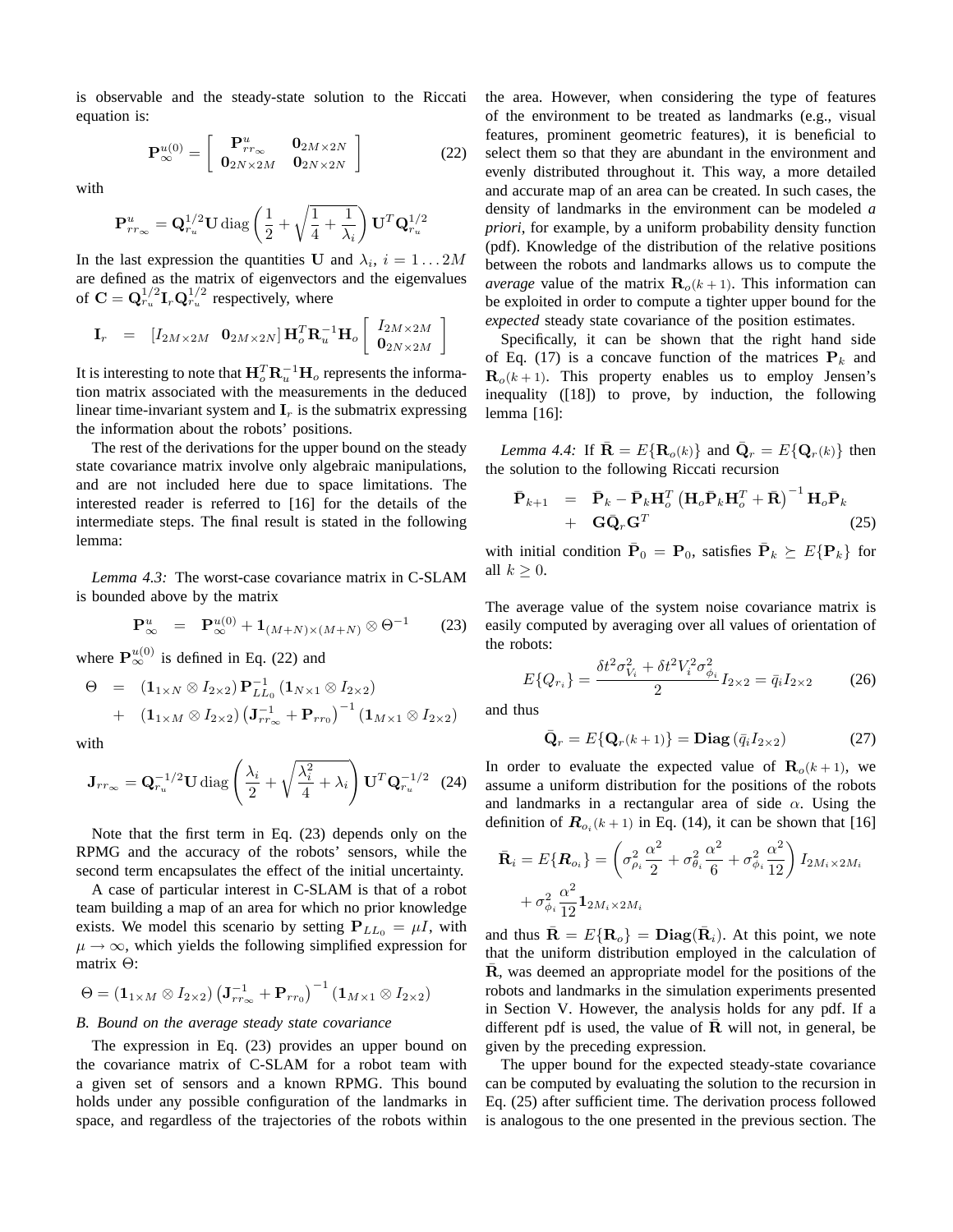is observable and the steady-state solution to the Riccati equation is:

$$\mathbf{P}_{\infty}^{u(0)} = \begin{bmatrix} \mathbf{P}_{rr_{\infty}}^{u} & \mathbf{0}_{2M\times 2N} \\ \mathbf{0}_{2N\times 2M} & \mathbf{0}_{2N\times 2N} \end{bmatrix} \tag{22}$$

with

$$\mathbf{P}_{rr_{\infty}}^{u} = \mathbf{Q}_{r_u}^{1/2}\mathbf{U}\,\mathrm{diag}\left(\frac{1}{2}+\sqrt{\frac{1}{4}+\frac{1}{\lambda_i}}\right)\mathbf{U}^T\mathbf{Q}_{r_u}^{1/2}$$

In the last expression the quantities $\mathbf{U}$ and $\lambda_i$, $i = 1\ldots 2M$ are defined as the matrix of eigenvectors and the eigenvalues of $\mathbf{C} = \mathbf{Q}_{r_u}^{1/2}\mathbf{I}_r\mathbf{Q}_{r_u}^{1/2}$ respectively, where

$$\mathbf{I}_r = \left[I_{2M\times 2M} \ \ \mathbf{0}_{2M\times 2N}\right]\mathbf{H}_o^T\mathbf{R}_u^{-1}\mathbf{H}_o\begin{bmatrix} I_{2M\times 2M} \\ \mathbf{0}_{2N\times 2M}\end{bmatrix}$$

It is interesting to note that $\mathbf{H}_o^T\mathbf{R}_u^{-1}\mathbf{H}_o$ represents the information matrix associated with the measurements in the deduced linear time-invariant system and $\mathbf{I}_r$ is the submatrix expressing the information about the robots' positions.

The rest of the derivations for the upper bound on the steady state covariance matrix involve only algebraic manipulations, and are not included here due to space limitations. The interested reader is referred to [16] for the details of the intermediate steps. The final result is stated in the following lemma:

*Lemma 4.3:* The worst-case covariance matrix in C-SLAM is bounded above by the matrix

$$\mathbf{P}_{\infty}^{u} = \mathbf{P}_{\infty}^{u(0)} + \mathbf{1}_{(M+N)\times(M+N)}\otimes\Theta^{-1} \tag{23}$$

where $\mathbf{P}_{\infty}^{u(0)}$ is defined in Eq. (22) and

$$\begin{aligned}\Theta &= \left(\mathbf{1}_{1\times N}\otimes I_{2\times 2}\right)\mathbf{P}_{LL_0}^{-1}\left(\mathbf{1}_{N\times 1}\otimes I_{2\times 2}\right)\\ &+ \left(\mathbf{1}_{1\times M}\otimes I_{2\times 2}\right)\left(\mathbf{J}_{rr_{\infty}}^{-1}+\mathbf{P}_{rr_0}\right)^{-1}\left(\mathbf{1}_{M\times 1}\otimes I_{2\times 2}\right)\end{aligned}$$

with

$$\mathbf{J}_{rr_{\infty}} = \mathbf{Q}_{r_u}^{-1/2}\mathbf{U}\,\mathrm{diag}\left(\frac{\lambda_i}{2}+\sqrt{\frac{\lambda_i^2}{4}+\lambda_i}\right)\mathbf{U}^T\mathbf{Q}_{r_u}^{-1/2} \tag{24}$$

Note that the first term in Eq. (23) depends only on the RPMG and the accuracy of the robots' sensors, while the second term encapsulates the effect of the initial uncertainty.

A case of particular interest in C-SLAM is that of a robot team building a map of an area for which no prior knowledge exists. We model this scenario by setting $\mathbf{P}_{LL_0} = \mu I$, with $\mu \to \infty$, which yields the following simplified expression for matrix $\Theta$:

$$\Theta = \left(\mathbf{1}_{1\times M}\otimes I_{2\times 2}\right)\left(\mathbf{J}_{rr_{\infty}}^{-1}+\mathbf{P}_{rr_0}\right)^{-1}\left(\mathbf{1}_{M\times 1}\otimes I_{2\times 2}\right)$$

### B. Bound on the average steady state covariance

The expression in Eq. (23) provides an upper bound on the covariance matrix of C-SLAM for a robot team with a given set of sensors and a known RPMG. This bound holds under any possible configuration of the landmarks in space, and regardless of the trajectories of the robots within the area. However, when considering the type of features of the environment to be treated as landmarks (e.g., visual features, prominent geometric features), it is beneficial to select them so that they are abundant in the environment and evenly distributed throughout it. This way, a more detailed and accurate map of an area can be created. In such cases, the density of landmarks in the environment can be modeled *a priori*, for example, by a uniform probability density function (pdf). Knowledge of the distribution of the relative positions between the robots and landmarks allows us to compute the *average* value of the matrix $\mathbf{R}_o(k+1)$. This information can be exploited in order to compute a tighter upper bound for the *expected* steady state covariance of the position estimates.

Specifically, it can be shown that the right hand side of Eq. (17) is a concave function of the matrices $\mathbf{P}_k$ and $\mathbf{R}_o(k+1)$. This property enables us to employ Jensen's inequality ([18]) to prove, by induction, the following lemma [16]:

*Lemma 4.4:* If $\bar{\mathbf{R}} = E\{\mathbf{R}_o(k)\}$ and $\bar{\mathbf{Q}}_r = E\{\mathbf{Q}_r(k)\}$ then the solution to the following Riccati recursion

$$\begin{aligned}\bar{\mathbf{P}}_{k+1} &= \bar{\mathbf{P}}_k - \bar{\mathbf{P}}_k\mathbf{H}_o^T\left(\mathbf{H}_o\bar{\mathbf{P}}_k\mathbf{H}_o^T+\bar{\mathbf{R}}\right)^{-1}\mathbf{H}_o\bar{\mathbf{P}}_k\\ &+ \mathbf{G}\bar{\mathbf{Q}}_r\mathbf{G}^T\end{aligned} \tag{25}$$

with initial condition $\bar{\mathbf{P}}_0 = \mathbf{P}_0$, satisfies $\bar{\mathbf{P}}_k \succeq E\{\mathbf{P}_k\}$ for all $k \geq 0$.

The average value of the system noise covariance matrix is easily computed by averaging over all values of orientation of the robots:

$$E\{Q_{r_i}\} = \frac{\delta t^2\sigma_{V_i}^2 + \delta t^2 V_i^2\sigma_{\phi_i}^2}{2}I_{2\times 2} = \bar{q}_i I_{2\times 2} \tag{26}$$

and thus

$$\bar{\mathbf{Q}}_r = E\{\mathbf{Q}_r(k+1)\} = \mathbf{Diag}\left(\bar{q}_i I_{2\times 2}\right) \tag{27}$$

In order to evaluate the expected value of $\mathbf{R}_o(k+1)$, we assume a uniform distribution for the positions of the robots and landmarks in a rectangular area of side $\alpha$. Using the definition of $\boldsymbol{R}_{o_i}(k+1)$ in Eq. (14), it can be shown that [16]

$$\begin{aligned}\bar{\mathbf{R}}_i = E\{\boldsymbol{R}_{o_i}\} &= \left(\sigma_{\rho_i}^2\frac{\alpha^2}{2}+\sigma_{\theta_i}^2\frac{\alpha^2}{6}+\sigma_{\phi_i}^2\frac{\alpha^2}{12}\right)I_{2M_i\times 2M_i}\\ &+ \sigma_{\phi_i}^2\frac{\alpha^2}{12}\mathbf{1}_{2M_i\times 2M_i}\end{aligned}$$

and thus $\bar{\mathbf{R}} = E\{\mathbf{R}_o\} = \mathbf{Diag}(\bar{\mathbf{R}}_i)$. At this point, we note that the uniform distribution employed in the calculation of $\bar{\mathbf{R}}$, was deemed an appropriate model for the positions of the robots and landmarks in the simulation experiments presented in Section V. However, the analysis holds for any pdf. If a different pdf is used, the value of $\bar{\mathbf{R}}$ will not, in general, be given by the preceding expression.

The upper bound for the expected steady-state covariance can be computed by evaluating the solution to the recursion in Eq. (25) after sufficient time. The derivation process followed is analogous to the one presented in the previous section. The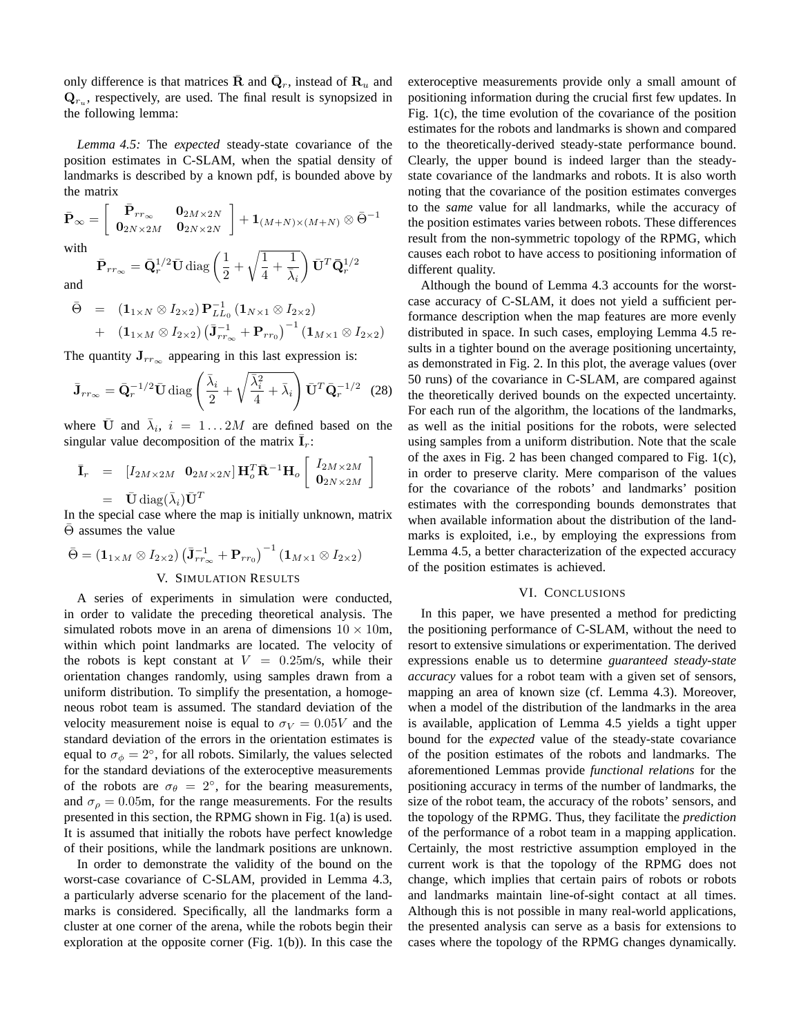only difference is that matrices $\bar{\mathbf{R}}$ and $\bar{\mathbf{Q}}_r$, instead of $\mathbf{R}_u$ and $\mathbf{Q}_{r_u}$, respectively, are used. The final result is synopsized in the following lemma:

*Lemma 4.5:* The *expected* steady-state covariance of the position estimates in C-SLAM, when the spatial density of landmarks is described by a known pdf, is bounded above by the matrix

$$\bar{\mathbf{P}}_\infty = \begin{bmatrix} \bar{\mathbf{P}}_{rr_\infty} & \mathbf{0}_{2M\times 2N} \\ \mathbf{0}_{2N\times 2M} & \mathbf{0}_{2N\times 2N} \end{bmatrix} + \mathbf{1}_{(M+N)\times(M+N)} \otimes \bar{\Theta}^{-1}$$

with

$$\bar{\mathbf{P}}_{rr_\infty} = \bar{\mathbf{Q}}_r^{1/2} \bar{\mathbf{U}} \operatorname{diag}\left(\frac{1}{2} + \sqrt{\frac{1}{4} + \frac{1}{\bar{\lambda}_i}}\right) \bar{\mathbf{U}}^T \bar{\mathbf{Q}}_r^{1/2}$$

and

$$\begin{aligned} \bar{\Theta} &= (\mathbf{1}_{1\times N} \otimes I_{2\times 2})\, \mathbf{P}_{LL_0}^{-1}\, (\mathbf{1}_{N\times 1} \otimes I_{2\times 2}) \\ &+ (\mathbf{1}_{1\times M} \otimes I_{2\times 2}) \left(\bar{\mathbf{J}}_{rr_\infty}^{-1} + \mathbf{P}_{rr_0}\right)^{-1} (\mathbf{1}_{M\times 1} \otimes I_{2\times 2}) \end{aligned}$$

The quantity $\mathbf{J}_{rr_\infty}$ appearing in this last expression is:

$$\bar{\mathbf{J}}_{rr_\infty} = \bar{\mathbf{Q}}_r^{-1/2} \bar{\mathbf{U}} \operatorname{diag}\left(\frac{\bar{\lambda}_i}{2} + \sqrt{\frac{\bar{\lambda}_i^2}{4} + \bar{\lambda}_i}\right) \bar{\mathbf{U}}^T \bar{\mathbf{Q}}_r^{-1/2} \quad (28)$$

where $\bar{\mathbf{U}}$ and $\bar{\lambda}_i$, $i = 1 \ldots 2M$ are defined based on the singular value decomposition of the matrix $\bar{\mathbf{I}}_r$:

$$\begin{aligned} \bar{\mathbf{I}}_r &= [I_{2M\times 2M} \;\; \mathbf{0}_{2M\times 2N}]\, \mathbf{H}_o^T \bar{\mathbf{R}}^{-1} \mathbf{H}_o \begin{bmatrix} I_{2M\times 2M} \\ \mathbf{0}_{2N\times 2M} \end{bmatrix} \\ &= \bar{\mathbf{U}} \operatorname{diag}(\bar{\lambda}_i) \bar{\mathbf{U}}^T \end{aligned}$$

In the special case where the map is initially unknown, matrix $\bar{\Theta}$ assumes the value

$$\bar{\Theta} = (\mathbf{1}_{1\times M} \otimes I_{2\times 2}) \left(\bar{\mathbf{J}}_{rr_\infty}^{-1} + \mathbf{P}_{rr_0}\right)^{-1} (\mathbf{1}_{M\times 1} \otimes I_{2\times 2})$$

## V. Simulation Results

A series of experiments in simulation were conducted, in order to validate the preceding theoretical analysis. The simulated robots move in an arena of dimensions $10 \times 10$m, within which point landmarks are located. The velocity of the robots is kept constant at $V = 0.25$m/s, while their orientation changes randomly, using samples drawn from a uniform distribution. To simplify the presentation, a homogeneous robot team is assumed. The standard deviation of the velocity measurement noise is equal to $\sigma_V = 0.05V$ and the standard deviation of the errors in the orientation estimates is equal to $\sigma_\phi = 2^\circ$, for all robots. Similarly, the values selected for the standard deviations of the exteroceptive measurements of the robots are $\sigma_\theta = 2^\circ$, for the bearing measurements, and $\sigma_\rho = 0.05$m, for the range measurements. For the results presented in this section, the RPMG shown in Fig. 1(a) is used. It is assumed that initially the robots have perfect knowledge of their positions, while the landmark positions are unknown.

In order to demonstrate the validity of the bound on the worst-case covariance of C-SLAM, provided in Lemma 4.3, a particularly adverse scenario for the placement of the landmarks is considered. Specifically, all the landmarks form a cluster at one corner of the arena, while the robots begin their exploration at the opposite corner (Fig. 1(b)). In this case the exteroceptive measurements provide only a small amount of positioning information during the crucial first few updates. In Fig. 1(c), the time evolution of the covariance of the position estimates for the robots and landmarks is shown and compared to the theoretically-derived steady-state performance bound. Clearly, the upper bound is indeed larger than the steady-state covariance of the landmarks and robots. It is also worth noting that the covariance of the position estimates converges to the *same* value for all landmarks, while the accuracy of the position estimates varies between robots. These differences result from the non-symmetric topology of the RPMG, which causes each robot to have access to positioning information of different quality.

Although the bound of Lemma 4.3 accounts for the worst-case accuracy of C-SLAM, it does not yield a sufficient performance description when the map features are more evenly distributed in space. In such cases, employing Lemma 4.5 results in a tighter bound on the average positioning uncertainty, as demonstrated in Fig. 2. In this plot, the average values (over 50 runs) of the covariance in C-SLAM, are compared against the theoretically derived bounds on the expected uncertainty. For each run of the algorithm, the locations of the landmarks, as well as the initial positions for the robots, were selected using samples from a uniform distribution. Note that the scale of the axes in Fig. 2 has been changed compared to Fig. 1(c), in order to preserve clarity. Mere comparison of the values for the covariance of the robots' and landmarks' position estimates with the corresponding bounds demonstrates that when available information about the distribution of the landmarks is exploited, i.e., by employing the expressions from Lemma 4.5, a better characterization of the expected accuracy of the position estimates is achieved.

## VI. Conclusions

In this paper, we have presented a method for predicting the positioning performance of C-SLAM, without the need to resort to extensive simulations or experimentation. The derived expressions enable us to determine *guaranteed steady-state accuracy* values for a robot team with a given set of sensors, mapping an area of known size (cf. Lemma 4.3). Moreover, when a model of the distribution of the landmarks in the area is available, application of Lemma 4.5 yields a tight upper bound for the *expected* value of the steady-state covariance of the position estimates of the robots and landmarks. The aforementioned Lemmas provide *functional relations* for the positioning accuracy in terms of the number of landmarks, the size of the robot team, the accuracy of the robots' sensors, and the topology of the RPMG. Thus, they facilitate the *prediction* of the performance of a robot team in a mapping application. Certainly, the most restrictive assumption employed in the current work is that the topology of the RPMG does not change, which implies that certain pairs of robots or robots and landmarks maintain line-of-sight contact at all times. Although this is not possible in many real-world applications, the presented analysis can serve as a basis for extensions to cases where the topology of the RPMG changes dynamically.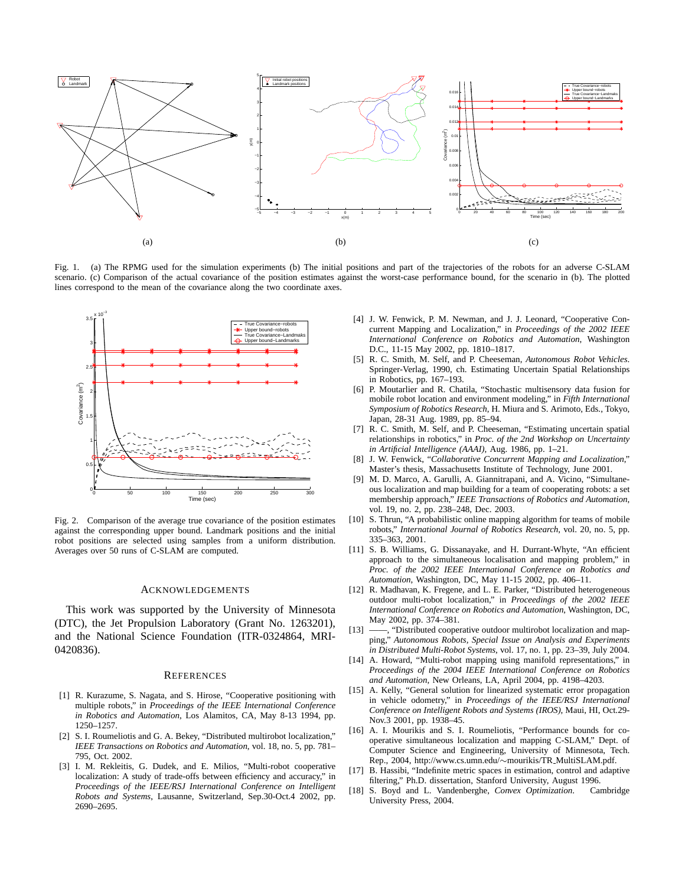Robot
Landmark

(a)

Initial robot positions
Landmark positions

y(m)

x(m)

(b)

True Covariance–robots
Upper bound–robots
True Covariance–Landmaks
Upper bound–Landmarks

Covariance (m²)

Time (sec)

(c)

Fig. 1. (a) The RPMG used for the simulation experiments (b) The initial positions and part of the trajectories of the robots for an adverse C-SLAM scenario. (c) Comparison of the actual covariance of the position estimates against the worst-case performance bound, for the scenario in (b). The plotted lines correspond to the mean of the covariance along the two coordinate axes.

x 10⁻³

True Covariance–robots
Upper bound–robots
True Covariance–Landmaks
Upper bound–Landmarks

Covariance (m²)

Time (sec)

Fig. 2. Comparison of the average true covariance of the position estimates against the corresponding upper bound. Landmark positions and the initial robot positions are selected using samples from a uniform distribution. Averages over 50 runs of C-SLAM are computed.

## Acknowledgements

This work was supported by the University of Minnesota (DTC), the Jet Propulsion Laboratory (Grant No. 1263201), and the National Science Foundation (ITR-0324864, MRI-0420836).

## References

[1] R. Kurazume, S. Nagata, and S. Hirose, "Cooperative positioning with multiple robots," in *Proceedings of the IEEE International Conference in Robotics and Automation*, Los Alamitos, CA, May 8-13 1994, pp. 1250–1257.

[2] S. I. Roumeliotis and G. A. Bekey, "Distributed multirobot localization," *IEEE Transactions on Robotics and Automation*, vol. 18, no. 5, pp. 781–795, Oct. 2002.

[3] I. M. Rekleitis, G. Dudek, and E. Milios, "Multi-robot cooperative localization: A study of trade-offs between efficiency and accuracy," in *Proceedings of the IEEE/RSJ International Conference on Intelligent Robots and Systems*, Lausanne, Switzerland, Sep.30-Oct.4 2002, pp. 2690–2695.

[4] J. W. Fenwick, P. M. Newman, and J. J. Leonard, "Cooperative Concurrent Mapping and Localization," in *Proceedings of the 2002 IEEE International Conference on Robotics and Automation*, Washington D.C., 11-15 May 2002, pp. 1810–1817.

[5] R. C. Smith, M. Self, and P. Cheeseman, *Autonomous Robot Vehicles*. Springer-Verlag, 1990, ch. Estimating Uncertain Spatial Relationships in Robotics, pp. 167–193.

[6] P. Moutarlier and R. Chatila, "Stochastic multisensory data fusion for mobile robot location and environment modeling," in *Fifth International Symposium of Robotics Research*, H. Miura and S. Arimoto, Eds., Tokyo, Japan, 28-31 Aug. 1989, pp. 85–94.

[7] R. C. Smith, M. Self, and P. Cheeseman, "Estimating uncertain spatial relationships in robotics," in *Proc. of the 2nd Workshop on Uncertainty in Artificial Intelligence (AAAI)*, Aug. 1986, pp. 1–21.

[8] J. W. Fenwick, "*Collaborative Concurrent Mapping and Localization*," Master's thesis, Massachusetts Institute of Technology, June 2001.

[9] M. D. Marco, A. Garulli, A. Giannitrapani, and A. Vicino, "Simultaneous localization and map building for a team of cooperating robots: a set membership approach," *IEEE Transactions of Robotics and Automation*, vol. 19, no. 2, pp. 238–248, Dec. 2003.

[10] S. Thrun, "A probabilistic online mapping algorithm for teams of mobile robots," *International Journal of Robotics Research*, vol. 20, no. 5, pp. 335–363, 2001.

[11] S. B. Williams, G. Dissanayake, and H. Durrant-Whyte, "An efficient approach to the simultaneous localisation and mapping problem," in *Proc. of the 2002 IEEE International Conference on Robotics and Automation*, Washington, DC, May 11-15 2002, pp. 406–11.

[12] R. Madhavan, K. Fregene, and L. E. Parker, "Distributed heterogeneous outdoor multi-robot localization," in *Proceedings of the 2002 IEEE International Conference on Robotics and Automation*, Washington, DC, May 2002, pp. 374–381.

[13] ——, "Distributed cooperative outdoor multirobot localization and mapping," *Autonomous Robots, Special Issue on Analysis and Experiments in Distributed Multi-Robot Systems*, vol. 17, no. 1, pp. 23–39, July 2004.

[14] A. Howard, "Multi-robot mapping using manifold representations," in *Proceedings of the 2004 IEEE International Conference on Robotics and Automation*, New Orleans, LA, April 2004, pp. 4198–4203.

[15] A. Kelly, "General solution for linearized systematic error propagation in vehicle odometry," in *Proceedings of the IEEE/RSJ International Conference on Intelligent Robots and Systems (IROS)*, Maui, HI, Oct.29-Nov.3 2001, pp. 1938–45.

[16] A. I. Mourikis and S. I. Roumeliotis, "Performance bounds for cooperative simultaneous localization and mapping C-SLAM," Dept. of Computer Science and Engineering, University of Minnesota, Tech. Rep., 2004, http://www.cs.umn.edu/∼mourikis/TR_MultiSLAM.pdf.

[17] B. Hassibi, "Indefinite metric spaces in estimation, control and adaptive filtering," Ph.D. dissertation, Stanford University, August 1996.

[18] S. Boyd and L. Vandenberghe, *Convex Optimization*. Cambridge University Press, 2004.